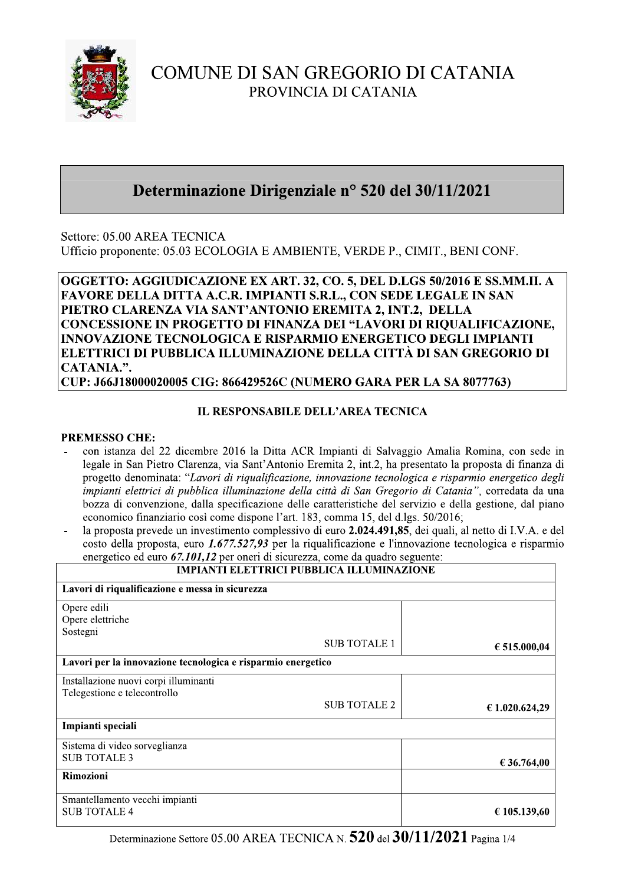# COMUNE DI SAN GREGORIO DI CATANIA

PROVINCIA DI CATANIA

## Determinazione Dirigenziale n° 520 del 30/11/2021

Settore: 05.00 AREA TECNICA
Ufficio proponente: 05.03 ECOLOGIA E AMBIENTE, VERDE P., CIMIT., BENI CONF.

**OGGETTO: AGGIUDICAZIONE EX ART. 32, CO. 5, DEL D.LGS 50/2016 E SS.MM.II. A FAVORE DELLA DITTA A.C.R. IMPIANTI S.R.L., CON SEDE LEGALE IN SAN PIETRO CLARENZA VIA SANT'ANTONIO EREMITA 2, INT.2, DELLA CONCESSIONE IN PROGETTO DI FINANZA DEI "LAVORI DI RIQUALIFICAZIONE, INNOVAZIONE TECNOLOGICA E RISPARMIO ENERGETICO DEGLI IMPIANTI ELETTRICI DI PUBBLICA ILLUMINAZIONE DELLA CITTÀ DI SAN GREGORIO DI CATANIA.".**
**CUP: J66J18000020005 CIG: 866429526C (NUMERO GARA PER LA SA 8077763)**

### IL RESPONSABILE DELL'AREA TECNICA

**PREMESSO CHE:**

- con istanza del 22 dicembre 2016 la Ditta ACR Impianti di Salvaggio Amalia Romina, con sede in legale in San Pietro Clarenza, via Sant'Antonio Eremita 2, int.2, ha presentato la proposta di finanza di progetto denominata: "*Lavori di riqualificazione, innovazione tecnologica e risparmio energetico degli impianti elettrici di pubblica illuminazione della città di San Gregorio di Catania*", corredata da una bozza di convenzione, dalla specificazione delle caratteristiche del servizio e della gestione, dal piano economico finanziario così come dispone l'art. 183, comma 15, del d.lgs. 50/2016;
- la proposta prevede un investimento complessivo di euro **2.024.491,85**, dei quali, al netto di I.V.A. e del costo della proposta, euro ***1.677.527,93*** per la riqualificazione e l'innovazione tecnologica e risparmio energetico ed euro ***67.101,12*** per oneri di sicurezza, come da quadro seguente:

| **IMPIANTI ELETTRICI PUBBLICA ILLUMINAZIONE** | |
|---|---|
| **Lavori di riqualificazione e messa in sicurezza** | |
| Opere edili<br>Opere elettriche<br>Sostegni<br>SUB TOTALE 1 | € 515.000,04 |
| **Lavori per la innovazione tecnologica e risparmio energetico** | |
| Installazione nuovi corpi illuminanti<br>Telegestione e telecontrollo<br>SUB TOTALE 2 | € 1.020.624,29 |
| **Impianti speciali** | |
| Sistema di video sorveglianza<br>SUB TOTALE 3 | € 36.764,00 |
| **Rimozioni** | |
| Smantellamento vecchi impianti<br>SUB TOTALE 4 | € 105.139,60 |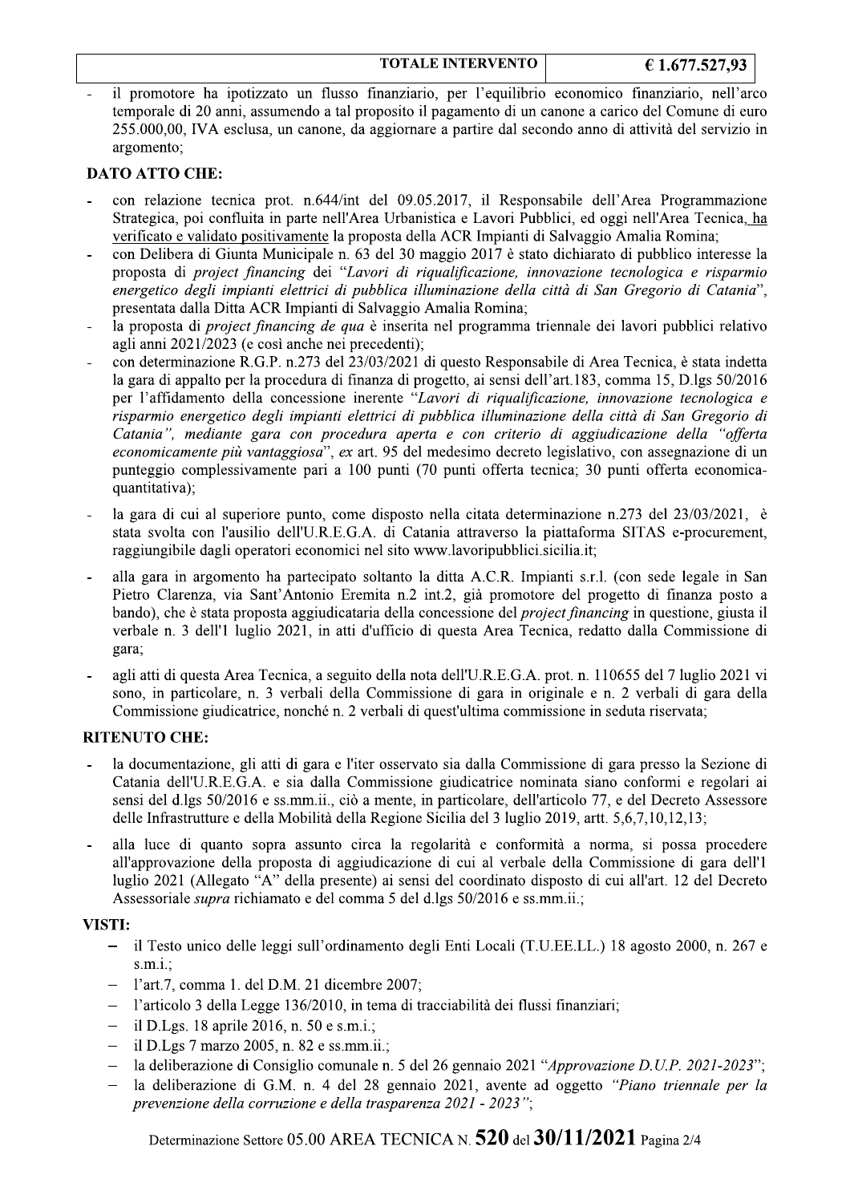| TOTALE INTERVENTO | € 1.677.527,93 |
|---|---|

- il promotore ha ipotizzato un flusso finanziario, per l'equilibrio economico finanziario, nell'arco temporale di 20 anni, assumendo a tal proposito il pagamento di un canone a carico del Comune di euro 255.000,00, IVA esclusa, un canone, da aggiornare a partire dal secondo anno di attività del servizio in argomento;

**DATO ATTO CHE:**

- con relazione tecnica prot. n.644/int del 09.05.2017, il Responsabile dell'Area Programmazione Strategica, poi confluita in parte nell'Area Urbanistica e Lavori Pubblici, ed oggi nell'Area Tecnica, ha verificato e validato positivamente la proposta della ACR Impianti di Salvaggio Amalia Romina;
- con Delibera di Giunta Municipale n. 63 del 30 maggio 2017 è stato dichiarato di pubblico interesse la proposta di *project financing* dei "*Lavori di riqualificazione, innovazione tecnologica e risparmio energetico degli impianti elettrici di pubblica illuminazione della città di San Gregorio di Catania*", presentata dalla Ditta ACR Impianti di Salvaggio Amalia Romina;
- la proposta di *project financing de qua* è inserita nel programma triennale dei lavori pubblici relativo agli anni 2021/2023 (e così anche nei precedenti);
- con determinazione R.G.P. n.273 del 23/03/2021 di questo Responsabile di Area Tecnica, è stata indetta la gara di appalto per la procedura di finanza di progetto, ai sensi dell'art.183, comma 15, D.lgs 50/2016 per l'affidamento della concessione inerente "*Lavori di riqualificazione, innovazione tecnologica e risparmio energetico degli impianti elettrici di pubblica illuminazione della città di San Gregorio di Catania", mediante gara con procedura aperta e con criterio di aggiudicazione della "offerta economicamente più vantaggiosa*", *ex* art. 95 del medesimo decreto legislativo, con assegnazione di un punteggio complessivamente pari a 100 punti (70 punti offerta tecnica; 30 punti offerta economica-quantitativa);
- la gara di cui al superiore punto, come disposto nella citata determinazione n.273 del 23/03/2021, è stata svolta con l'ausilio dell'U.R.E.G.A. di Catania attraverso la piattaforma SITAS e-procurement, raggiungibile dagli operatori economici nel sito www.lavoripubblici.sicilia.it;
- alla gara in argomento ha partecipato soltanto la ditta A.C.R. Impianti s.r.l. (con sede legale in San Pietro Clarenza, via Sant'Antonio Eremita n.2 int.2, già promotore del progetto di finanza posto a bando), che è stata proposta aggiudicataria della concessione del *project financing* in questione, giusta il verbale n. 3 dell'1 luglio 2021, in atti d'ufficio di questa Area Tecnica, redatto dalla Commissione di gara;
- agli atti di questa Area Tecnica, a seguito della nota dell'U.R.E.G.A. prot. n. 110655 del 7 luglio 2021 vi sono, in particolare, n. 3 verbali della Commissione di gara in originale e n. 2 verbali di gara della Commissione giudicatrice, nonché n. 2 verbali di quest'ultima commissione in seduta riservata;

**RITENUTO CHE:**

- la documentazione, gli atti di gara e l'iter osservato sia dalla Commissione di gara presso la Sezione di Catania dell'U.R.E.G.A. e sia dalla Commissione giudicatrice nominata siano conformi e regolari ai sensi del d.lgs 50/2016 e ss.mm.ii., ciò a mente, in particolare, dell'articolo 77, e del Decreto Assessore delle Infrastrutture e della Mobilità della Regione Sicilia del 3 luglio 2019, artt. 5,6,7,10,12,13;
- alla luce di quanto sopra assunto circa la regolarità e conformità a norma, si possa procedere all'approvazione della proposta di aggiudicazione di cui al verbale della Commissione di gara dell'1 luglio 2021 (Allegato "A" della presente) ai sensi del coordinato disposto di cui all'art. 12 del Decreto Assessoriale *supra* richiamato e del comma 5 del d.lgs 50/2016 e ss.mm.ii.;

**VISTI:**

- il Testo unico delle leggi sull'ordinamento degli Enti Locali (T.U.EE.LL.) 18 agosto 2000, n. 267 e s.m.i.;
- l'art.7, comma 1. del D.M. 21 dicembre 2007;
- l'articolo 3 della Legge 136/2010, in tema di tracciabilità dei flussi finanziari;
- il D.Lgs. 18 aprile 2016, n. 50 e s.m.i.;
- il D.Lgs 7 marzo 2005, n. 82 e ss.mm.ii.;
- la deliberazione di Consiglio comunale n. 5 del 26 gennaio 2021 "*Approvazione D.U.P. 2021-2023*";
- la deliberazione di G.M. n. 4 del 28 gennaio 2021, avente ad oggetto "*Piano triennale per la prevenzione della corruzione e della trasparenza 2021 - 2023*";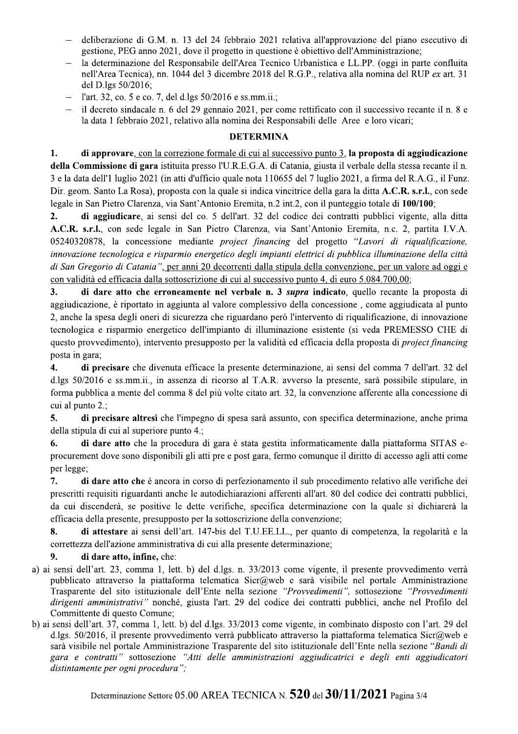- deliberazione di G.M. n. 13 del 24 febbraio 2021 relativa all'approvazione del piano esecutivo di gestione, PEG anno 2021, dove il progetto in questione è obiettivo dell'Amministrazione;
- la determinazione del Responsabile dell'Area Tecnico Urbanistica e LL.PP. (oggi in parte confluita nell'Area Tecnica), nn. 1044 del 3 dicembre 2018 del R.G.P., relativa alla nomina del RUP *ex* art. 31 del D.lgs 50/2016;
- l'art. 32, co. 5 e co. 7, del d.lgs 50/2016 e ss.mm.ii.;
- il decreto sindacale n. 6 del 29 gennaio 2021, per come rettificato con il successivo recante il n. 8 e la data 1 febbraio 2021, relativo alla nomina dei Responsabili delle Aree e loro vicari;

**DETERMINA**

1. **di approvare**, con la correzione formale di cui al successivo punto 3, **la proposta di aggiudicazione della Commissione di gara** istituita presso l'U.R.E.G.A. di Catania, giusta il verbale della stessa recante il n. 3 e la data dell'1 luglio 2021 (in atti d'ufficio quale nota 110655 del 7 luglio 2021, a firma del R.A.G., il Funz. Dir. geom. Santo La Rosa), proposta con la quale si indica vincitrice della gara la ditta **A.C.R. s.r.l.**, con sede legale in San Pietro Clarenza, via Sant'Antonio Eremita, n.2 int.2, con il punteggio totale di **100/100**;
2. **di aggiudicare**, ai sensi del co. 5 dell'art. 32 del codice dei contratti pubblici vigente, alla ditta **A.C.R. s.r.l.**, con sede legale in San Pietro Clarenza, via Sant'Antonio Eremita, n.c. 2, partita I.V.A. 05240320878, la concessione mediante *project financing* del progetto *"Lavori di riqualificazione, innovazione tecnologica e risparmio energetico degli impianti elettrici di pubblica illuminazione della città di San Gregorio di Catania"*, per anni 20 decorrenti dalla stipula della convenzione, per un valore ad oggi e con validità ed efficacia dalla sottoscrizione di cui al successivo punto 4, di euro 5.084.700,00;
3. **di dare atto che erroneamente nel verbale n. 3 *supra* indicato**, quello recante la proposta di aggiudicazione, è riportato in aggiunta al valore complessivo della concessione , come aggiudicata al punto 2, anche la spesa degli oneri di sicurezza che riguardano però l'intervento di riqualificazione, di innovazione tecnologica e risparmio energetico dell'impianto di illuminazione esistente (si veda PREMESSO CHE di questo provvedimento), intervento presupposto per la validità ed efficacia della proposta di *project financing* posta in gara;
4. **di precisare** che divenuta efficace la presente determinazione, ai sensi del comma 7 dell'art. 32 del d.lgs 50/2016 e ss.mm.ii., in assenza di ricorso al T.A.R. avverso la presente, sarà possibile stipulare, in forma pubblica a mente del comma 8 del più volte citato art. 32, la convenzione afferente alla concessione di cui al punto 2.;
5. **di precisare altresì** che l'impegno di spesa sarà assunto, con specifica determinazione, anche prima della stipula di cui al superiore punto 4.;
6. **di dare atto** che la procedura di gara è stata gestita informaticamente dalla piattaforma SITAS e-procurement dove sono disponibili gli atti pre e post gara, fermo comunque il diritto di accesso agli atti come per legge;
7. **di dare atto che** è ancora in corso di perfezionamento il sub procedimento relativo alle verifiche dei prescritti requisiti riguardanti anche le autodichiarazioni afferenti all'art. 80 del codice dei contratti pubblici, da cui discenderà, se positive le dette verifiche, specifica determinazione con la quale si dichiarerà la efficacia della presente, presupposto per la sottoscrizione della convenzione;
8. **di attestare** ai sensi dell'art. 147-bis del T.U.EE.LL., per quanto di competenza, la regolarità e la correttezza dell'azione amministrativa di cui alla presente determinazione;
9. **di dare atto, infine,** che:

a) ai sensi dell'art. 23, comma 1, lett. b) del d.lgs. n. 33/2013 come vigente, il presente provvedimento verrà pubblicato attraverso la piattaforma telematica Sicr@web e sarà visibile nel portale Amministrazione Trasparente del sito istituzionale dell'Ente nella sezione *"Provvedimenti"*, sottosezione *"Provvedimenti dirigenti amministrativi"* nonché, giusta l'art. 29 del codice dei contratti pubblici, anche nel Profilo del Committente di questo Comune;

b) ai sensi dell'art. 37, comma 1, lett. b) del d.lgs. 33/2013 come vigente, in combinato disposto con l'art. 29 del d.lgs. 50/2016, il presente provvedimento verrà pubblicato attraverso la piattaforma telematica Sicr@web e sarà visibile nel portale Amministrazione Trasparente del sito istituzionale dell'Ente nella sezione *"Bandi di gara e contratti"* sottosezione *"Atti delle amministrazioni aggiudicatrici e degli enti aggiudicatori distintamente per ogni procedura"*;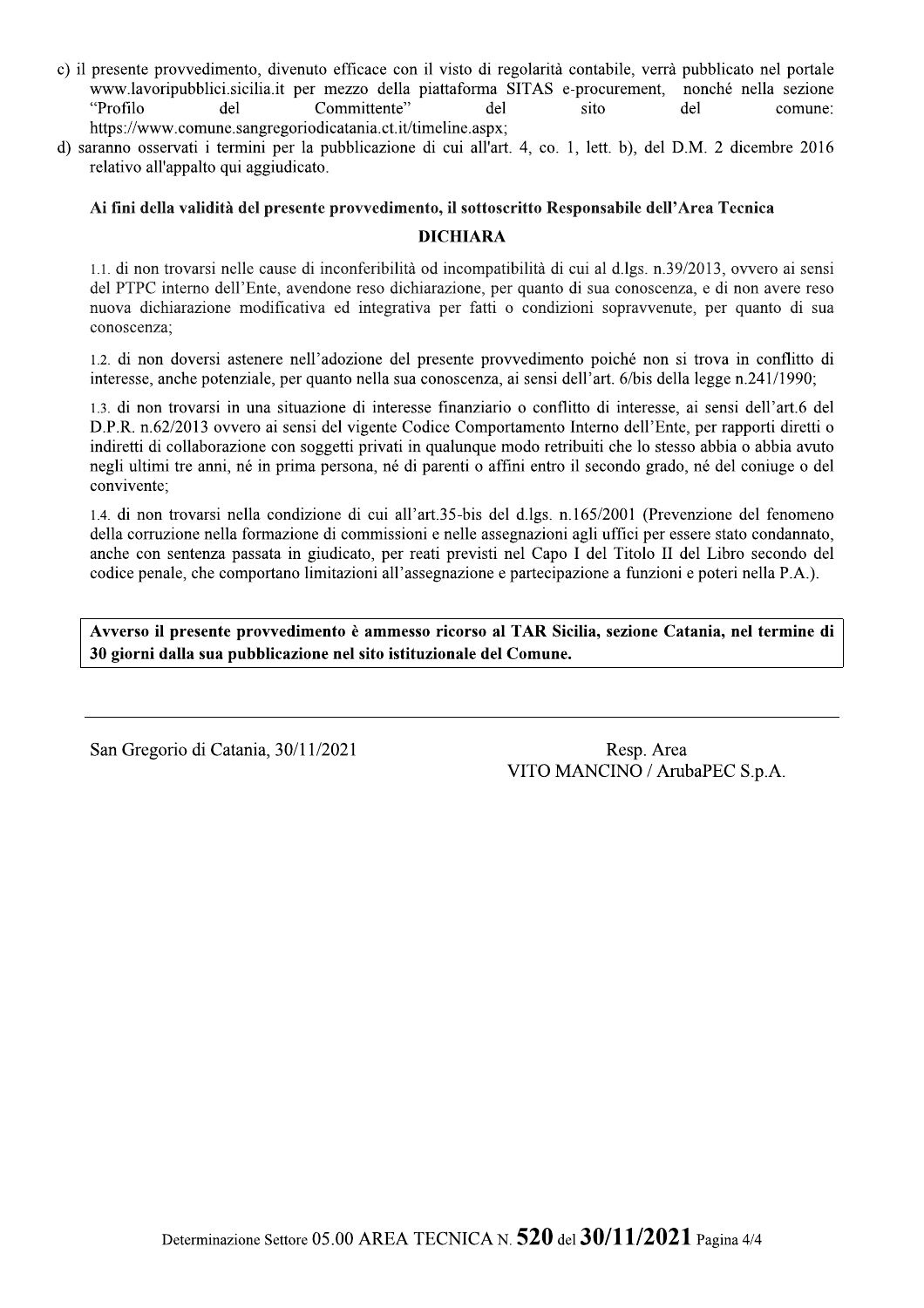c) il presente provvedimento, divenuto efficace con il visto di regolarità contabile, verrà pubblicato nel portale www.lavoripubblici.sicilia.it per mezzo della piattaforma SITAS e-procurement, nonché nella sezione "Profilo del Committente" del sito del comune: https://www.comune.sangregoriodicatania.ct.it/timeline.aspx;

d) saranno osservati i termini per la pubblicazione di cui all'art. 4, co. 1, lett. b), del D.M. 2 dicembre 2016 relativo all'appalto qui aggiudicato.

**Ai fini della validità del presente provvedimento, il sottoscritto Responsabile dell'Area Tecnica**

**DICHIARA**

1.1. di non trovarsi nelle cause di inconferibilità od incompatibilità di cui al d.lgs. n.39/2013, ovvero ai sensi del PTPC interno dell'Ente, avendone reso dichiarazione, per quanto di sua conoscenza, e di non avere reso nuova dichiarazione modificativa ed integrativa per fatti o condizioni sopravvenute, per quanto di sua conoscenza;

1.2. di non doversi astenere nell'adozione del presente provvedimento poiché non si trova in conflitto di interesse, anche potenziale, per quanto nella sua conoscenza, ai sensi dell'art. 6/bis della legge n.241/1990;

1.3. di non trovarsi in una situazione di interesse finanziario o conflitto di interesse, ai sensi dell'art.6 del D.P.R. n.62/2013 ovvero ai sensi del vigente Codice Comportamento Interno dell'Ente, per rapporti diretti o indiretti di collaborazione con soggetti privati in qualunque modo retribuiti che lo stesso abbia o abbia avuto negli ultimi tre anni, né in prima persona, né di parenti o affini entro il secondo grado, né del coniuge o del convivente;

1.4. di non trovarsi nella condizione di cui all'art.35-bis del d.lgs. n.165/2001 (Prevenzione del fenomeno della corruzione nella formazione di commissioni e nelle assegnazioni agli uffici per essere stato condannato, anche con sentenza passata in giudicato, per reati previsti nel Capo I del Titolo II del Libro secondo del codice penale, che comportano limitazioni all'assegnazione e partecipazione a funzioni e poteri nella P.A.).

**Avverso il presente provvedimento è ammesso ricorso al TAR Sicilia, sezione Catania, nel termine di 30 giorni dalla sua pubblicazione nel sito istituzionale del Comune.**

---

San Gregorio di Catania, 30/11/2021

Resp. Area
VITO MANCINO / ArubaPEC S.p.A.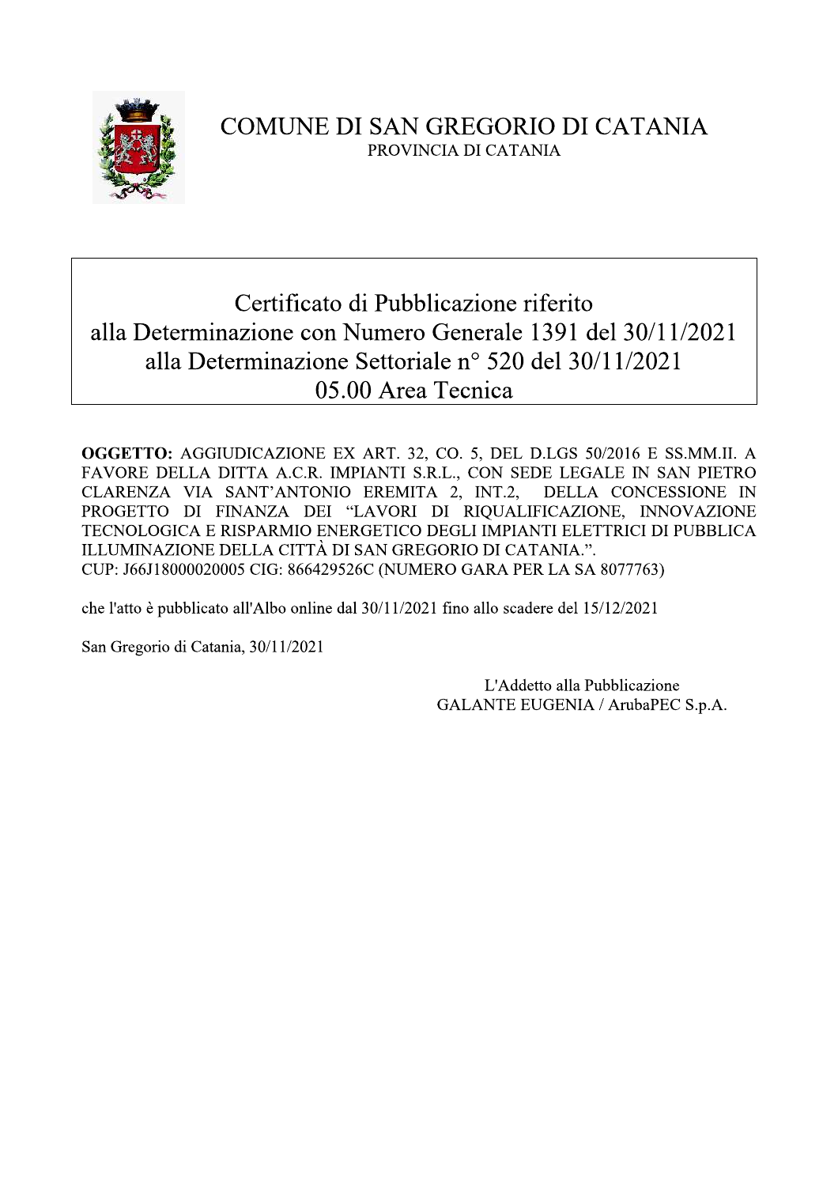# COMUNE DI SAN GREGORIO DI CATANIA

PROVINCIA DI CATANIA

## Certificato di Pubblicazione riferito alla Determinazione con Numero Generale 1391 del 30/11/2021 alla Determinazione Settoriale n° 520 del 30/11/2021 05.00 Area Tecnica

**OGGETTO:** AGGIUDICAZIONE EX ART. 32, CO. 5, DEL D.LGS 50/2016 E SS.MM.II. A FAVORE DELLA DITTA A.C.R. IMPIANTI S.R.L., CON SEDE LEGALE IN SAN PIETRO CLARENZA VIA SANT'ANTONIO EREMITA 2, INT.2, DELLA CONCESSIONE IN PROGETTO DI FINANZA DEI "LAVORI DI RIQUALIFICAZIONE, INNOVAZIONE TECNOLOGICA E RISPARMIO ENERGETICO DEGLI IMPIANTI ELETTRICI DI PUBBLICA ILLUMINAZIONE DELLA CITTÀ DI SAN GREGORIO DI CATANIA.".
CUP: J66J18000020005 CIG: 866429526C (NUMERO GARA PER LA SA 8077763)

che l'atto è pubblicato all'Albo online dal 30/11/2021 fino allo scadere del 15/12/2021

San Gregorio di Catania, 30/11/2021

L'Addetto alla Pubblicazione
GALANTE EUGENIA / ArubaPEC S.p.A.